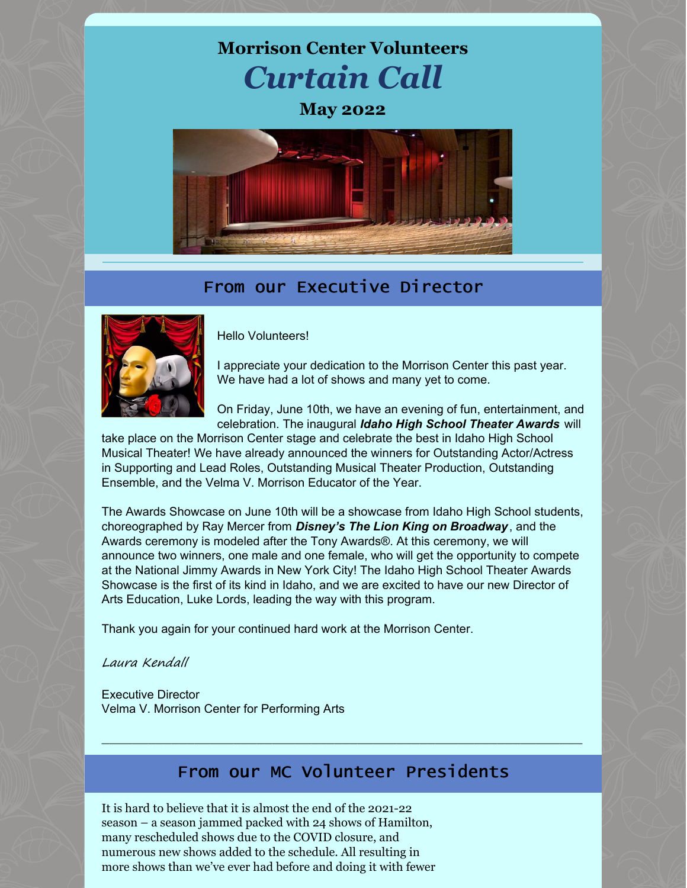# Morrison Center Volunteers

# *Curtain Call*

### May 2022

## From our Executive Director

Hello Volunteers!

I appreciate your dedication to the Morrison Center this past year. We have had a lot of shows and many yet to come.

On Friday, June 10th, we have an evening of fun, entertainment, and celebration. The inaugural ***Idaho High School Theater Awards*** will take place on the Morrison Center stage and celebrate the best in Idaho High School Musical Theater! We have already announced the winners for Outstanding Actor/Actress in Supporting and Lead Roles, Outstanding Musical Theater Production, Outstanding Ensemble, and the Velma V. Morrison Educator of the Year.

The Awards Showcase on June 10th will be a showcase from Idaho High School students, choreographed by Ray Mercer from ***Disney's The Lion King on Broadway***, and the Awards ceremony is modeled after the Tony Awards®. At this ceremony, we will announce two winners, one male and one female, who will get the opportunity to compete at the National Jimmy Awards in New York City! The Idaho High School Theater Awards Showcase is the first of its kind in Idaho, and we are excited to have our new Director of Arts Education, Luke Lords, leading the way with this program.

Thank you again for your continued hard work at the Morrison Center.

*Laura Kendall*

Executive Director
Velma V. Morrison Center for Performing Arts

---

## From our MC Volunteer Presidents

It is hard to believe that it is almost the end of the 2021-22 season – a season jammed packed with 24 shows of Hamilton, many rescheduled shows due to the COVID closure, and numerous new shows added to the schedule. All resulting in more shows than we've ever had before and doing it with fewer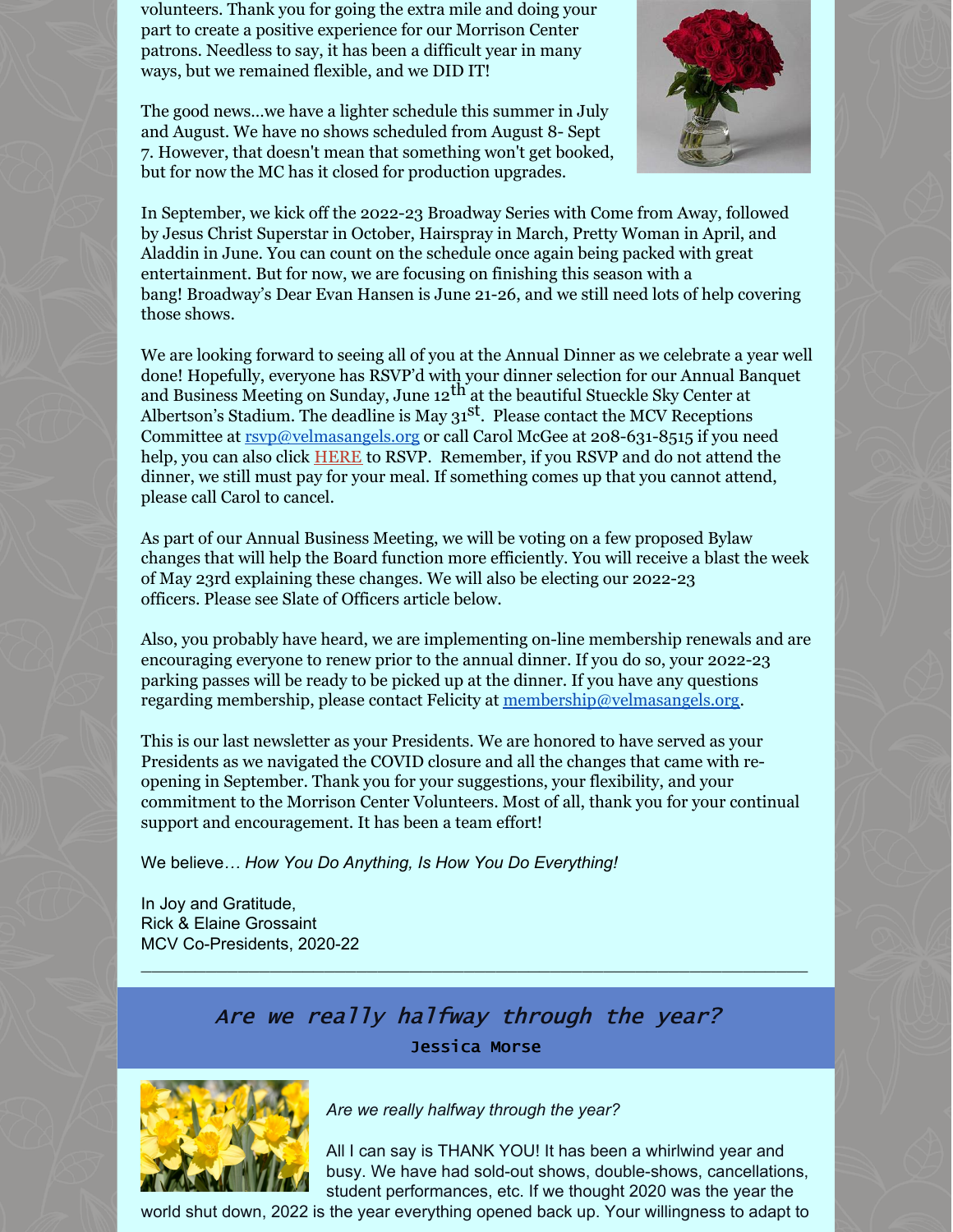volunteers. Thank you for going the extra mile and doing your part to create a positive experience for our Morrison Center patrons. Needless to say, it has been a difficult year in many ways, but we remained flexible, and we DID IT!

The good news...we have a lighter schedule this summer in July and August. We have no shows scheduled from August 8- Sept 7. However, that doesn't mean that something won't get booked, but for now the MC has it closed for production upgrades.

In September, we kick off the 2022-23 Broadway Series with Come from Away, followed by Jesus Christ Superstar in October, Hairspray in March, Pretty Woman in April, and Aladdin in June. You can count on the schedule once again being packed with great entertainment. But for now, we are focusing on finishing this season with a bang! Broadway's Dear Evan Hansen is June 21-26, and we still need lots of help covering those shows.

We are looking forward to seeing all of you at the Annual Dinner as we celebrate a year well done! Hopefully, everyone has RSVP'd with your dinner selection for our Annual Banquet and Business Meeting on Sunday, June 12th at the beautiful Stueckle Sky Center at Albertson's Stadium. The deadline is May 31st. Please contact the MCV Receptions Committee at rsvp@velmasangels.org or call Carol McGee at 208-631-8515 if you need help, you can also click HERE to RSVP. Remember, if you RSVP and do not attend the dinner, we still must pay for your meal. If something comes up that you cannot attend, please call Carol to cancel.

As part of our Annual Business Meeting, we will be voting on a few proposed Bylaw changes that will help the Board function more efficiently. You will receive a blast the week of May 23rd explaining these changes. We will also be electing our 2022-23 officers. Please see Slate of Officers article below.

Also, you probably have heard, we are implementing on-line membership renewals and are encouraging everyone to renew prior to the annual dinner. If you do so, your 2022-23 parking passes will be ready to be picked up at the dinner. If you have any questions regarding membership, please contact Felicity at membership@velmasangels.org.

This is our last newsletter as your Presidents. We are honored to have served as your Presidents as we navigated the COVID closure and all the changes that came with re-opening in September. Thank you for your suggestions, your flexibility, and your commitment to the Morrison Center Volunteers. Most of all, thank you for your continual support and encouragement. It has been a team effort!

We believe*... How You Do Anything, Is How You Do Everything!*

In Joy and Gratitude,
Rick & Elaine Grossaint
MCV Co-Presidents, 2020-22

---

## *Are we really halfway through the year?*

**Jessica Morse**

*Are we really halfway through the year?*

All I can say is THANK YOU! It has been a whirlwind year and busy. We have had sold-out shows, double-shows, cancellations, student performances, etc. If we thought 2020 was the year the world shut down, 2022 is the year everything opened back up. Your willingness to adapt to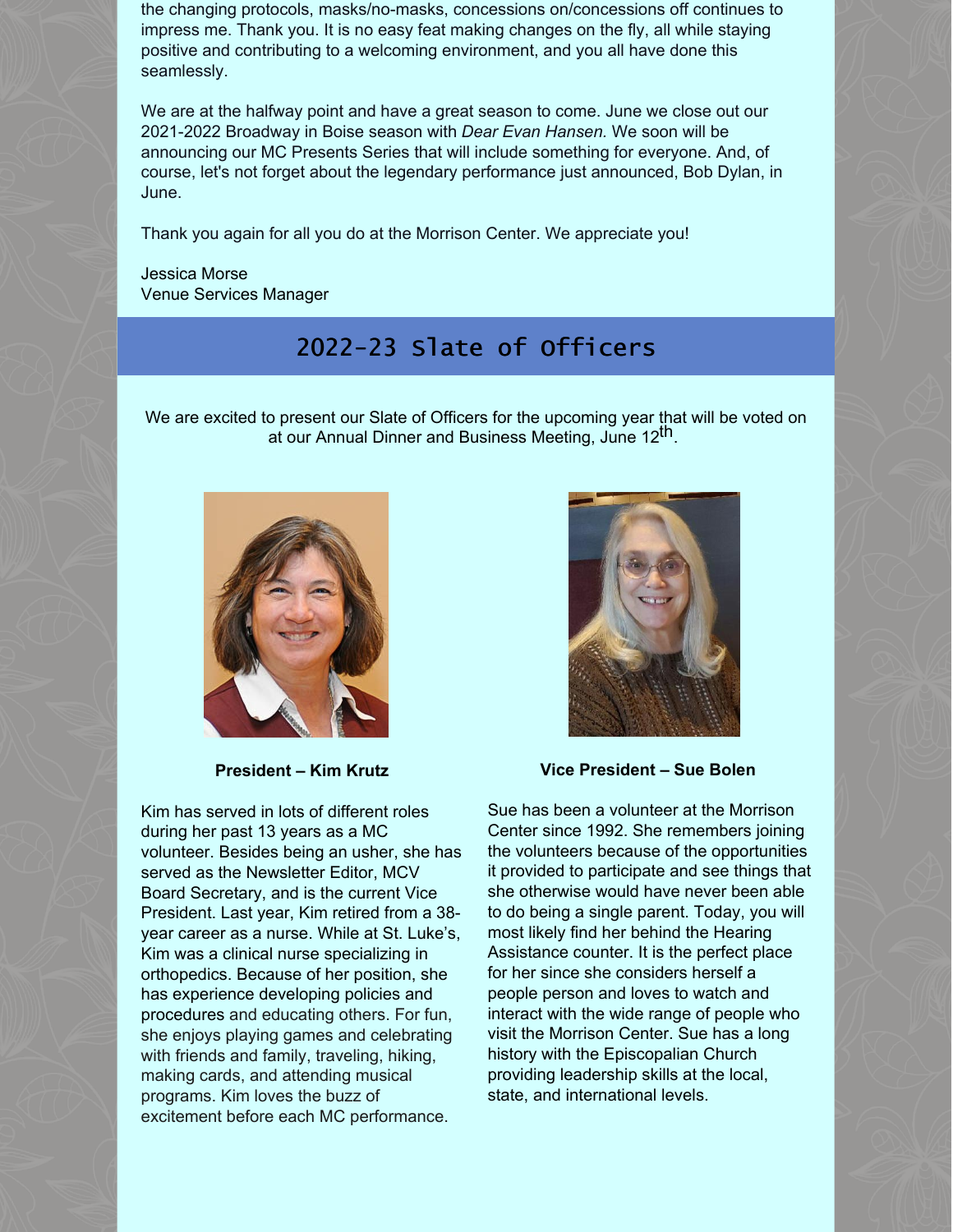the changing protocols, masks/no-masks, concessions on/concessions off continues to impress me. Thank you. It is no easy feat making changes on the fly, all while staying positive and contributing to a welcoming environment, and you all have done this seamlessly.

We are at the halfway point and have a great season to come. June we close out our 2021-2022 Broadway in Boise season with *Dear Evan Hansen.* We soon will be announcing our MC Presents Series that will include something for everyone. And, of course, let's not forget about the legendary performance just announced, Bob Dylan, in June.

Thank you again for all you do at the Morrison Center. We appreciate you!

Jessica Morse
Venue Services Manager

## 2022-23 Slate of Officers

We are excited to present our Slate of Officers for the upcoming year that will be voted on at our Annual Dinner and Business Meeting, June 12th.

**President – Kim Krutz**

Kim has served in lots of different roles during her past 13 years as a MC volunteer. Besides being an usher, she has served as the Newsletter Editor, MCV Board Secretary, and is the current Vice President. Last year, Kim retired from a 38-year career as a nurse. While at St. Luke's, Kim was a clinical nurse specializing in orthopedics. Because of her position, she has experience developing policies and procedures and educating others. For fun, she enjoys playing games and celebrating with friends and family, traveling, hiking, making cards, and attending musical programs. Kim loves the buzz of excitement before each MC performance.

**Vice President – Sue Bolen**

Sue has been a volunteer at the Morrison Center since 1992. She remembers joining the volunteers because of the opportunities it provided to participate and see things that she otherwise would have never been able to do being a single parent. Today, you will most likely find her behind the Hearing Assistance counter. It is the perfect place for her since she considers herself a people person and loves to watch and interact with the wide range of people who visit the Morrison Center. Sue has a long history with the Episcopalian Church providing leadership skills at the local, state, and international levels.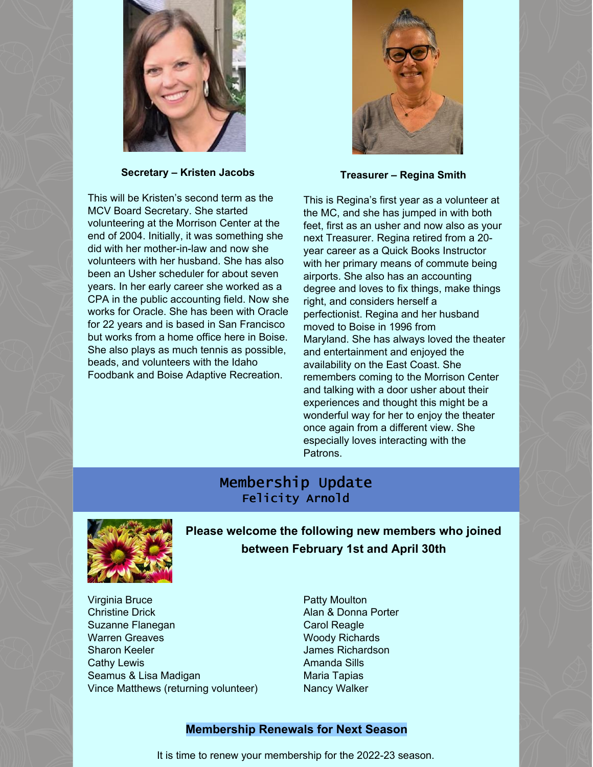**Secretary – Kristen Jacobs**

This will be Kristen's second term as the MCV Board Secretary. She started volunteering at the Morrison Center at the end of 2004. Initially, it was something she did with her mother-in-law and now she volunteers with her husband. She has also been an Usher scheduler for about seven years. In her early career she worked as a CPA in the public accounting field. Now she works for Oracle. She has been with Oracle for 22 years and is based in San Francisco but works from a home office here in Boise. She also plays as much tennis as possible, beads, and volunteers with the Idaho Foodbank and Boise Adaptive Recreation.

**Treasurer – Regina Smith**

This is Regina's first year as a volunteer at the MC, and she has jumped in with both feet, first as an usher and now also as your next Treasurer. Regina retired from a 20-year career as a Quick Books Instructor with her primary means of commute being airports. She also has an accounting degree and loves to fix things, make things right, and considers herself a perfectionist. Regina and her husband moved to Boise in 1996 from Maryland. She has always loved the theater and entertainment and enjoyed the availability on the East Coast. She remembers coming to the Morrison Center and talking with a door usher about their experiences and thought this might be a wonderful way for her to enjoy the theater once again from a different view. She especially loves interacting with the Patrons.

## Membership Update
### Felicity Arnold

**Please welcome the following new members who joined between February 1st and April 30th**

Virginia Bruce
Christine Drick
Suzanne Flanegan
Warren Greaves
Sharon Keeler
Cathy Lewis
Seamus & Lisa Madigan
Vince Matthews (returning volunteer)
Patty Moulton
Alan & Donna Porter
Carol Reagle
Woody Richards
James Richardson
Amanda Sills
Maria Tapias
Nancy Walker

### Membership Renewals for Next Season

It is time to renew your membership for the 2022-23 season.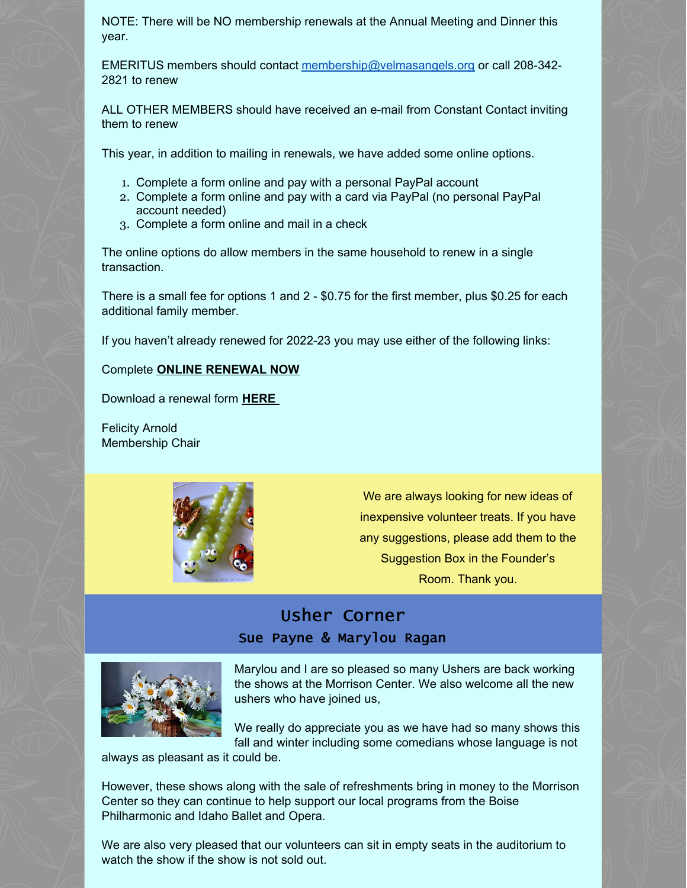NOTE: There will be NO membership renewals at the Annual Meeting and Dinner this year.

EMERITUS members should contact membership@velmasangels.org or call 208-342-2821 to renew

ALL OTHER MEMBERS should have received an e-mail from Constant Contact inviting them to renew

This year, in addition to mailing in renewals, we have added some online options.

1. Complete a form online and pay with a personal PayPal account
2. Complete a form online and pay with a card via PayPal (no personal PayPal account needed)
3. Complete a form online and mail in a check

The online options do allow members in the same household to renew in a single transaction.

There is a small fee for options 1 and 2 - $0.75 for the first member, plus $0.25 for each additional family member.

If you haven't already renewed for 2022-23 you may use either of the following links:

Complete **ONLINE RENEWAL NOW**

Download a renewal form **HERE**

Felicity Arnold
Membership Chair

We are always looking for new ideas of inexpensive volunteer treats. If you have any suggestions, please add them to the Suggestion Box in the Founder's Room. Thank you.

## Usher Corner

### Sue Payne & Marylou Ragan

Marylou and I are so pleased so many Ushers are back working the shows at the Morrison Center. We also welcome all the new ushers who have joined us,

We really do appreciate you as we have had so many shows this fall and winter including some comedians whose language is not always as pleasant as it could be.

However, these shows along with the sale of refreshments bring in money to the Morrison Center so they can continue to help support our local programs from the Boise Philharmonic and Idaho Ballet and Opera.

We are also very pleased that our volunteers can sit in empty seats in the auditorium to watch the show if the show is not sold out.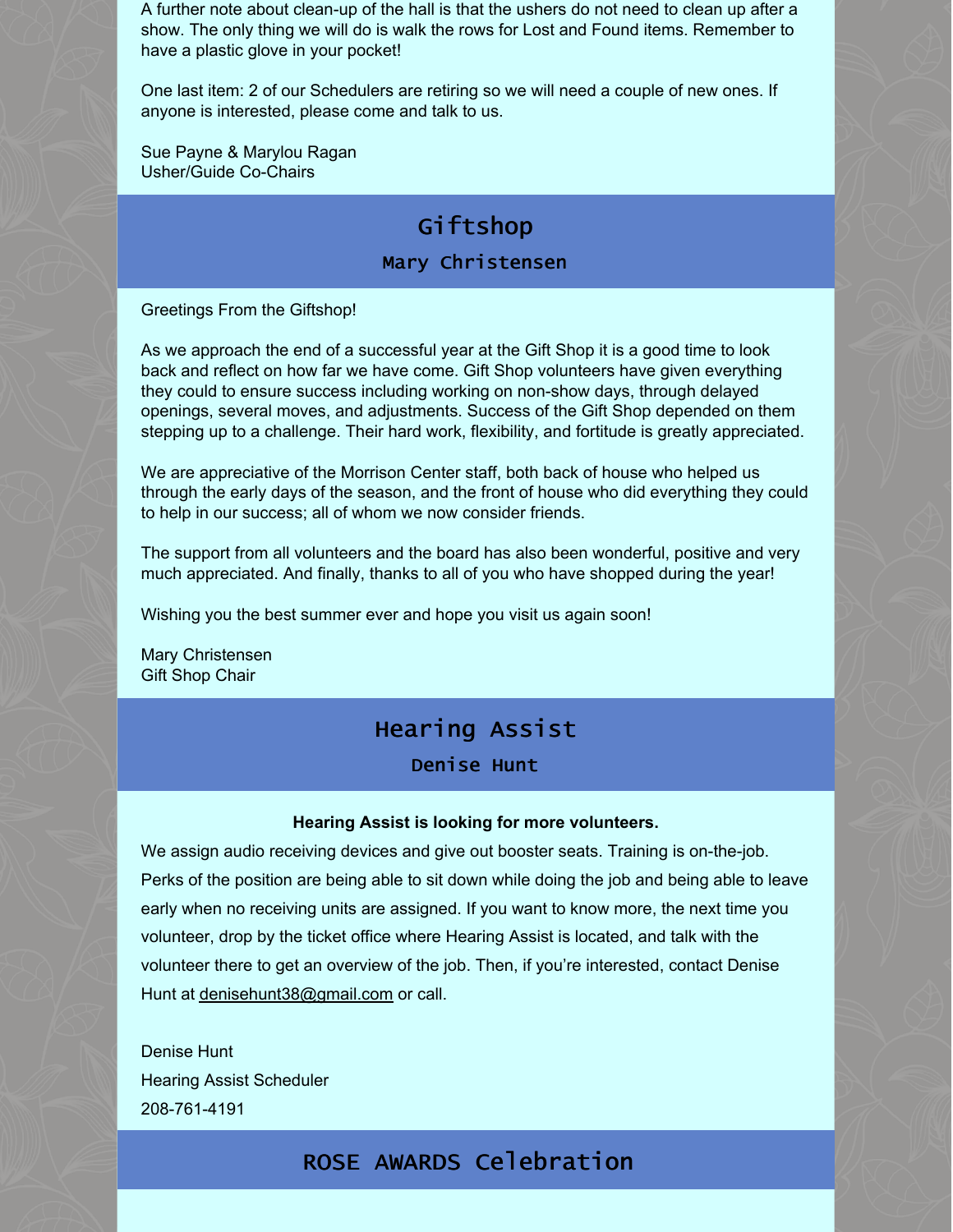A further note about clean-up of the hall is that the ushers do not need to clean up after a show. The only thing we will do is walk the rows for Lost and Found items. Remember to have a plastic glove in your pocket!

One last item: 2 of our Schedulers are retiring so we will need a couple of new ones. If anyone is interested, please come and talk to us.

Sue Payne & Marylou Ragan
Usher/Guide Co-Chairs

## Giftshop

### Mary Christensen

Greetings From the Giftshop!

As we approach the end of a successful year at the Gift Shop it is a good time to look back and reflect on how far we have come. Gift Shop volunteers have given everything they could to ensure success including working on non-show days, through delayed openings, several moves, and adjustments. Success of the Gift Shop depended on them stepping up to a challenge. Their hard work, flexibility, and fortitude is greatly appreciated.

We are appreciative of the Morrison Center staff, both back of house who helped us through the early days of the season, and the front of house who did everything they could to help in our success; all of whom we now consider friends.

The support from all volunteers and the board has also been wonderful, positive and very much appreciated. And finally, thanks to all of you who have shopped during the year!

Wishing you the best summer ever and hope you visit us again soon!

Mary Christensen
Gift Shop Chair

## Hearing Assist

### Denise Hunt

**Hearing Assist is looking for more volunteers.**

We assign audio receiving devices and give out booster seats. Training is on-the-job. Perks of the position are being able to sit down while doing the job and being able to leave early when no receiving units are assigned. If you want to know more, the next time you volunteer, drop by the ticket office where Hearing Assist is located, and talk with the volunteer there to get an overview of the job. Then, if you're interested, contact Denise Hunt at denisehunt38@gmail.com or call.

Denise Hunt
Hearing Assist Scheduler
208-761-4191

## ROSE AWARDS Celebration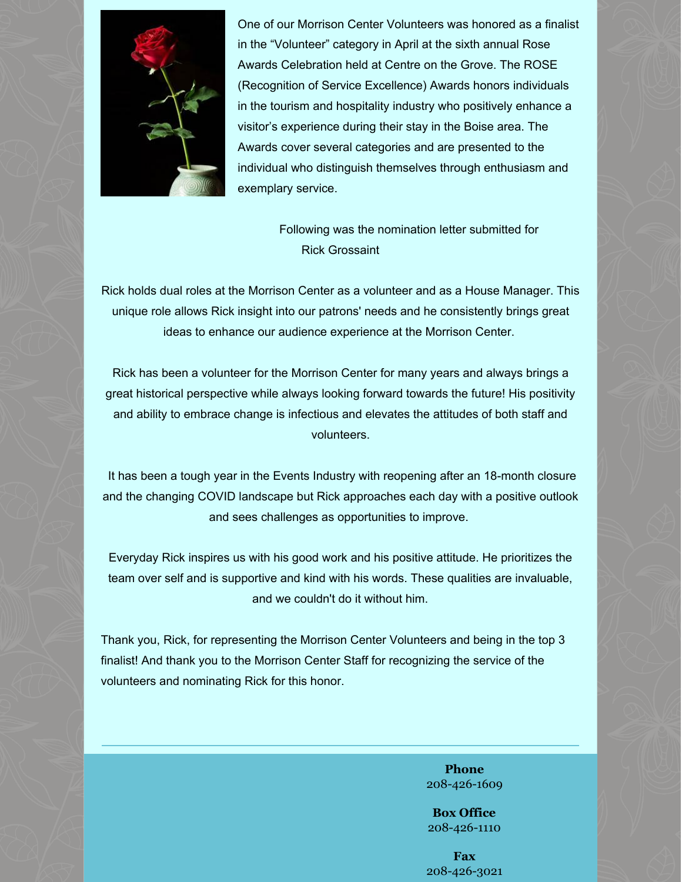One of our Morrison Center Volunteers was honored as a finalist in the "Volunteer" category in April at the sixth annual Rose Awards Celebration held at Centre on the Grove. The ROSE (Recognition of Service Excellence) Awards honors individuals in the tourism and hospitality industry who positively enhance a visitor's experience during their stay in the Boise area. The Awards cover several categories and are presented to the individual who distinguish themselves through enthusiasm and exemplary service.

Following was the nomination letter submitted for Rick Grossaint

Rick holds dual roles at the Morrison Center as a volunteer and as a House Manager. This unique role allows Rick insight into our patrons' needs and he consistently brings great ideas to enhance our audience experience at the Morrison Center.

Rick has been a volunteer for the Morrison Center for many years and always brings a great historical perspective while always looking forward towards the future! His positivity and ability to embrace change is infectious and elevates the attitudes of both staff and volunteers.

It has been a tough year in the Events Industry with reopening after an 18-month closure and the changing COVID landscape but Rick approaches each day with a positive outlook and sees challenges as opportunities to improve.

Everyday Rick inspires us with his good work and his positive attitude. He prioritizes the team over self and is supportive and kind with his words. These qualities are invaluable, and we couldn't do it without him.

Thank you, Rick, for representing the Morrison Center Volunteers and being in the top 3 finalist! And thank you to the Morrison Center Staff for recognizing the service of the volunteers and nominating Rick for this honor.

---

**Phone**
208-426-1609

**Box Office**
208-426-1110

**Fax**
208-426-3021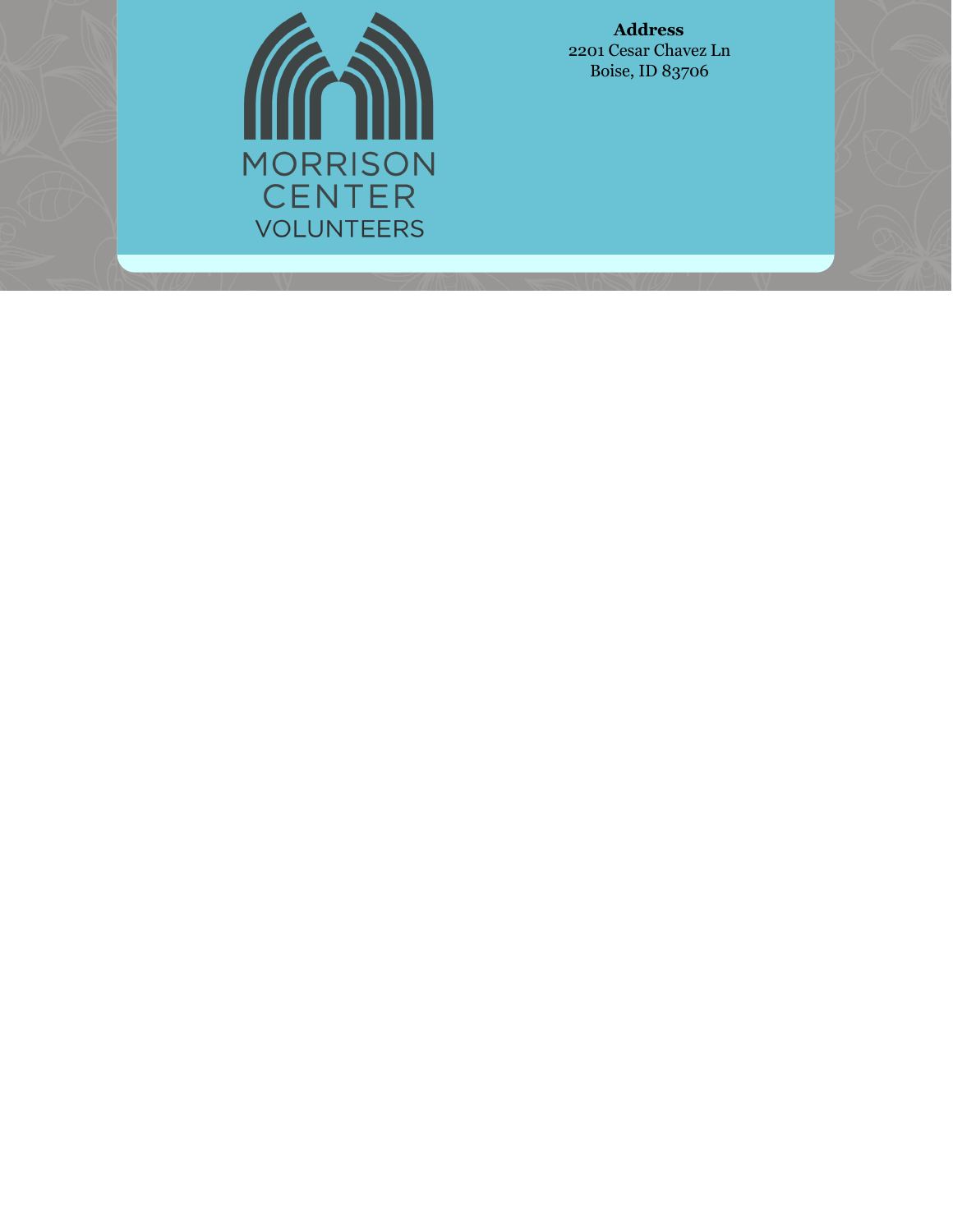MORRISON CENTER VOLUNTEERS

**Address**
2201 Cesar Chavez Ln
Boise, ID 83706